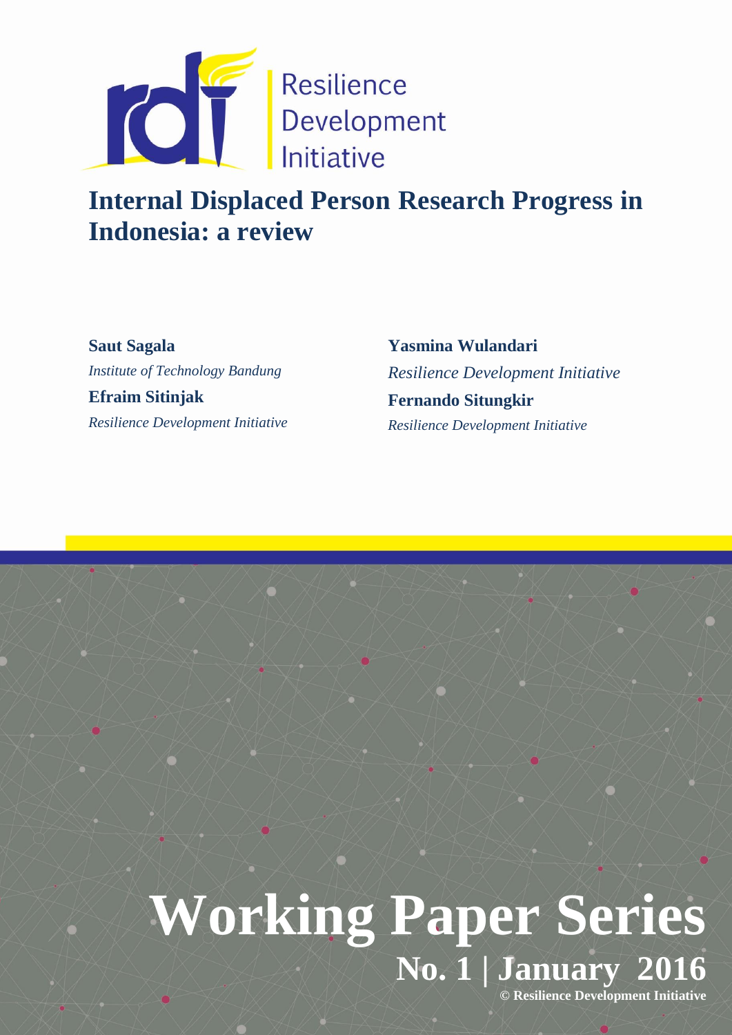Resilience Development Initiative

# Internal Displaced Person Research Progress in Indonesia: a review

**Saut Sagala**
*Institute of Technology Bandung*

**Efraim Sitinjak**
*Resilience Development Initiative*

**Yasmina Wulandari**
*Resilience Development Initiative*

**Fernando Situngkir**
*Resilience Development Initiative*

# Working Paper Series

**No. 1 | January 2016**

**© Resilience Development Initiative**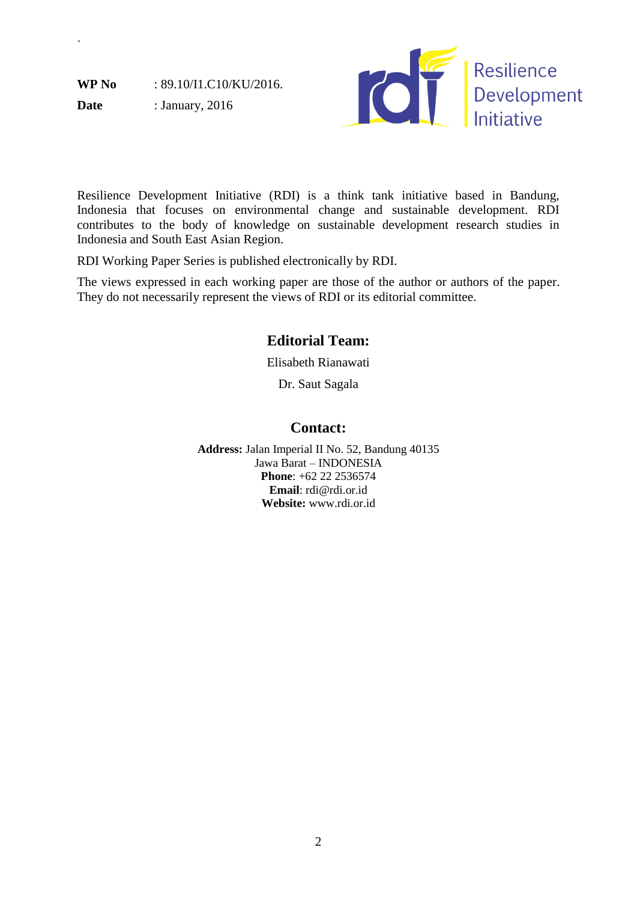**WP No** : 89.10/I1.C10/KU/2016.

**Date** : January, 2016

Resilience Development Initiative

Resilience Development Initiative (RDI) is a think tank initiative based in Bandung, Indonesia that focuses on environmental change and sustainable development. RDI contributes to the body of knowledge on sustainable development research studies in Indonesia and South East Asian Region.

RDI Working Paper Series is published electronically by RDI.

The views expressed in each working paper are those of the author or authors of the paper. They do not necessarily represent the views of RDI or its editorial committee.

## Editorial Team:

Elisabeth Rianawati

Dr. Saut Sagala

## Contact:

**Address:** Jalan Imperial II No. 52, Bandung 40135
Jawa Barat – INDONESIA
**Phone**: +62 22 2536574
**Email**: rdi@rdi.or.id
**Website:** www.rdi.or.id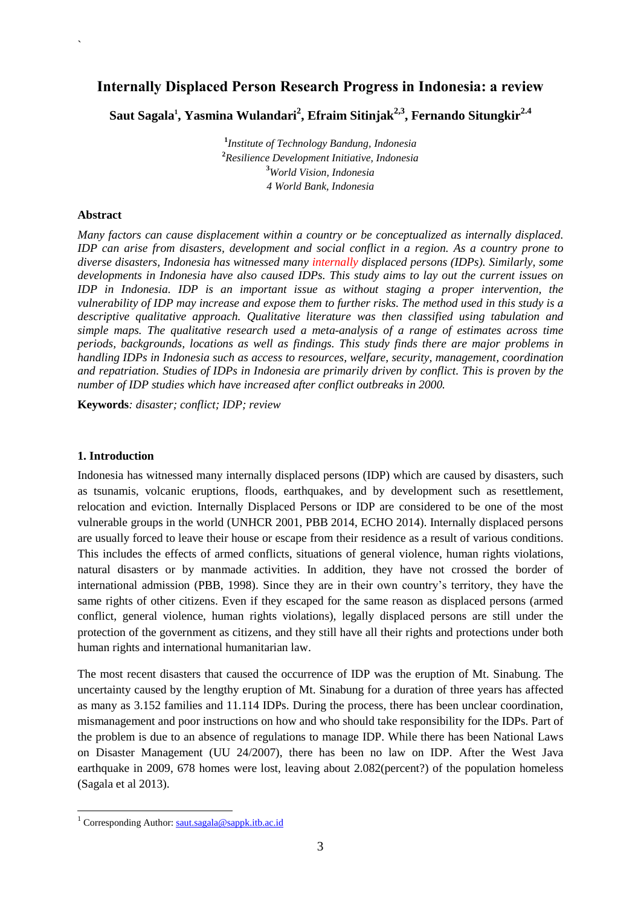`

# Internally Displaced Person Research Progress in Indonesia: a review

**Saut Sagala[1], Yasmina Wulandari[2], Efraim Sitinjak[2,3], Fernando Situngkir[2.4]**

[1]*Institute of Technology Bandung, Indonesia*
[2]*Resilience Development Initiative, Indonesia*
[3]*World Vision, Indonesia*
*4 World Bank, Indonesia*

**Abstract**

*Many factors can cause displacement within a country or be conceptualized as internally displaced. IDP can arise from disasters, development and social conflict in a region. As a country prone to diverse disasters, Indonesia has witnessed many internally displaced persons (IDPs). Similarly, some developments in Indonesia have also caused IDPs. This study aims to lay out the current issues on IDP in Indonesia. IDP is an important issue as without staging a proper intervention, the vulnerability of IDP may increase and expose them to further risks. The method used in this study is a descriptive qualitative approach. Qualitative literature was then classified using tabulation and simple maps. The qualitative research used a meta-analysis of a range of estimates across time periods, backgrounds, locations as well as findings. This study finds there are major problems in handling IDPs in Indonesia such as access to resources, welfare, security, management, coordination and repatriation. Studies of IDPs in Indonesia are primarily driven by conflict. This is proven by the number of IDP studies which have increased after conflict outbreaks in 2000.*

**Keywords***: disaster; conflict; IDP; review*

## 1. Introduction

Indonesia has witnessed many internally displaced persons (IDP) which are caused by disasters, such as tsunamis, volcanic eruptions, floods, earthquakes, and by development such as resettlement, relocation and eviction. Internally Displaced Persons or IDP are considered to be one of the most vulnerable groups in the world (UNHCR 2001, PBB 2014, ECHO 2014). Internally displaced persons are usually forced to leave their house or escape from their residence as a result of various conditions. This includes the effects of armed conflicts, situations of general violence, human rights violations, natural disasters or by manmade activities. In addition, they have not crossed the border of international admission (PBB, 1998). Since they are in their own country's territory, they have the same rights of other citizens. Even if they escaped for the same reason as displaced persons (armed conflict, general violence, human rights violations), legally displaced persons are still under the protection of the government as citizens, and they still have all their rights and protections under both human rights and international humanitarian law.

The most recent disasters that caused the occurrence of IDP was the eruption of Mt. Sinabung. The uncertainty caused by the lengthy eruption of Mt. Sinabung for a duration of three years has affected as many as 3.152 families and 11.114 IDPs. During the process, there has been unclear coordination, mismanagement and poor instructions on how and who should take responsibility for the IDPs. Part of the problem is due to an absence of regulations to manage IDP. While there has been National Laws on Disaster Management (UU 24/2007), there has been no law on IDP. After the West Java earthquake in 2009, 678 homes were lost, leaving about 2.082(percent?) of the population homeless (Sagala et al 2013).

[1] Corresponding Author: saut.sagala@sappk.itb.ac.id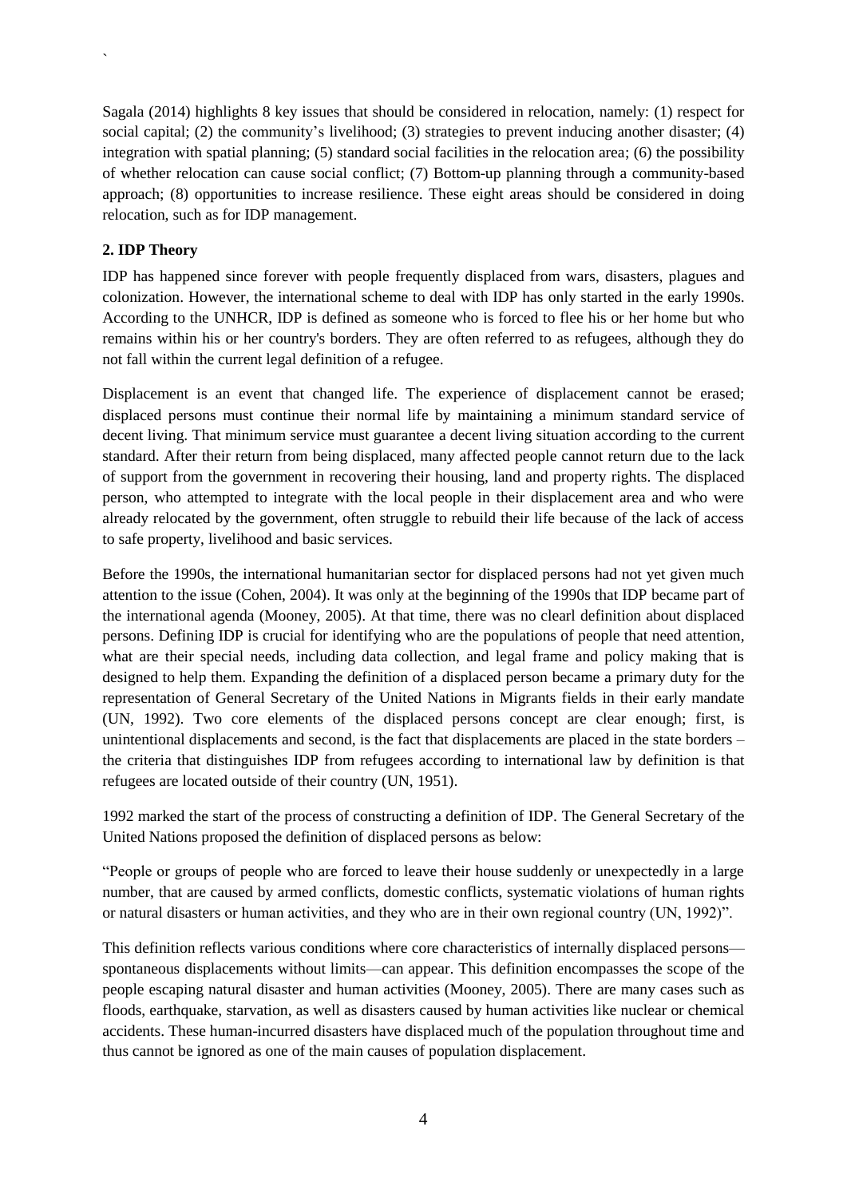Sagala (2014) highlights 8 key issues that should be considered in relocation, namely: (1) respect for social capital; (2) the community's livelihood; (3) strategies to prevent inducing another disaster; (4) integration with spatial planning; (5) standard social facilities in the relocation area; (6) the possibility of whether relocation can cause social conflict; (7) Bottom-up planning through a community-based approach; (8) opportunities to increase resilience. These eight areas should be considered in doing relocation, such as for IDP management.

## 2. IDP Theory

IDP has happened since forever with people frequently displaced from wars, disasters, plagues and colonization. However, the international scheme to deal with IDP has only started in the early 1990s. According to the UNHCR, IDP is defined as someone who is forced to flee his or her home but who remains within his or her country's borders. They are often referred to as refugees, although they do not fall within the current legal definition of a refugee.

Displacement is an event that changed life. The experience of displacement cannot be erased; displaced persons must continue their normal life by maintaining a minimum standard service of decent living. That minimum service must guarantee a decent living situation according to the current standard. After their return from being displaced, many affected people cannot return due to the lack of support from the government in recovering their housing, land and property rights. The displaced person, who attempted to integrate with the local people in their displacement area and who were already relocated by the government, often struggle to rebuild their life because of the lack of access to safe property, livelihood and basic services.

Before the 1990s, the international humanitarian sector for displaced persons had not yet given much attention to the issue (Cohen, 2004). It was only at the beginning of the 1990s that IDP became part of the international agenda (Mooney, 2005). At that time, there was no clearl definition about displaced persons. Defining IDP is crucial for identifying who are the populations of people that need attention, what are their special needs, including data collection, and legal frame and policy making that is designed to help them. Expanding the definition of a displaced person became a primary duty for the representation of General Secretary of the United Nations in Migrants fields in their early mandate (UN, 1992). Two core elements of the displaced persons concept are clear enough; first, is unintentional displacements and second, is the fact that displacements are placed in the state borders – the criteria that distinguishes IDP from refugees according to international law by definition is that refugees are located outside of their country (UN, 1951).

1992 marked the start of the process of constructing a definition of IDP. The General Secretary of the United Nations proposed the definition of displaced persons as below:

"People or groups of people who are forced to leave their house suddenly or unexpectedly in a large number, that are caused by armed conflicts, domestic conflicts, systematic violations of human rights or natural disasters or human activities, and they who are in their own regional country (UN, 1992)".

This definition reflects various conditions where core characteristics of internally displaced persons—spontaneous displacements without limits—can appear. This definition encompasses the scope of the people escaping natural disaster and human activities (Mooney, 2005). There are many cases such as floods, earthquake, starvation, as well as disasters caused by human activities like nuclear or chemical accidents. These human-incurred disasters have displaced much of the population throughout time and thus cannot be ignored as one of the main causes of population displacement.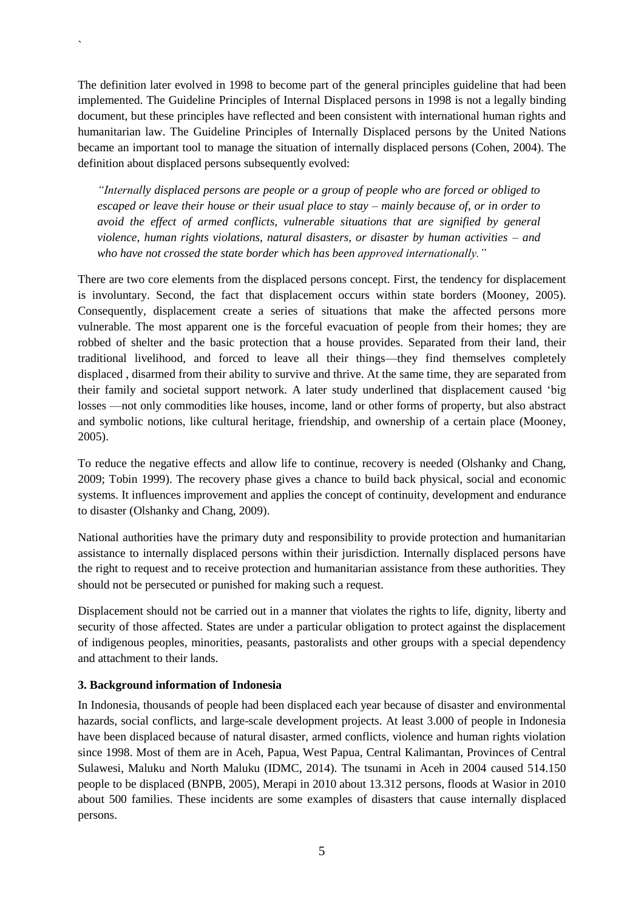The definition later evolved in 1998 to become part of the general principles guideline that had been implemented. The Guideline Principles of Internal Displaced persons in 1998 is not a legally binding document, but these principles have reflected and been consistent with international human rights and humanitarian law. The Guideline Principles of Internally Displaced persons by the United Nations became an important tool to manage the situation of internally displaced persons (Cohen, 2004). The definition about displaced persons subsequently evolved:

> *"Internally displaced persons are people or a group of people who are forced or obliged to escaped or leave their house or their usual place to stay – mainly because of, or in order to avoid the effect of armed conflicts, vulnerable situations that are signified by general violence, human rights violations, natural disasters, or disaster by human activities – and who have not crossed the state border which has been approved internationally."*

There are two core elements from the displaced persons concept. First, the tendency for displacement is involuntary. Second, the fact that displacement occurs within state borders (Mooney, 2005). Consequently, displacement create a series of situations that make the affected persons more vulnerable. The most apparent one is the forceful evacuation of people from their homes; they are robbed of shelter and the basic protection that a house provides. Separated from their land, their traditional livelihood, and forced to leave all their things—they find themselves completely displaced , disarmed from their ability to survive and thrive. At the same time, they are separated from their family and societal support network. A later study underlined that displacement caused 'big losses —not only commodities like houses, income, land or other forms of property, but also abstract and symbolic notions, like cultural heritage, friendship, and ownership of a certain place (Mooney, 2005).

To reduce the negative effects and allow life to continue, recovery is needed (Olshanky and Chang, 2009; Tobin 1999). The recovery phase gives a chance to build back physical, social and economic systems. It influences improvement and applies the concept of continuity, development and endurance to disaster (Olshanky and Chang, 2009).

National authorities have the primary duty and responsibility to provide protection and humanitarian assistance to internally displaced persons within their jurisdiction. Internally displaced persons have the right to request and to receive protection and humanitarian assistance from these authorities. They should not be persecuted or punished for making such a request.

Displacement should not be carried out in a manner that violates the rights to life, dignity, liberty and security of those affected. States are under a particular obligation to protect against the displacement of indigenous peoples, minorities, peasants, pastoralists and other groups with a special dependency and attachment to their lands.

### 3. Background information of Indonesia

In Indonesia, thousands of people had been displaced each year because of disaster and environmental hazards, social conflicts, and large-scale development projects. At least 3.000 of people in Indonesia have been displaced because of natural disaster, armed conflicts, violence and human rights violation since 1998. Most of them are in Aceh, Papua, West Papua, Central Kalimantan, Provinces of Central Sulawesi, Maluku and North Maluku (IDMC, 2014). The tsunami in Aceh in 2004 caused 514.150 people to be displaced (BNPB, 2005), Merapi in 2010 about 13.312 persons, floods at Wasior in 2010 about 500 families. These incidents are some examples of disasters that cause internally displaced persons.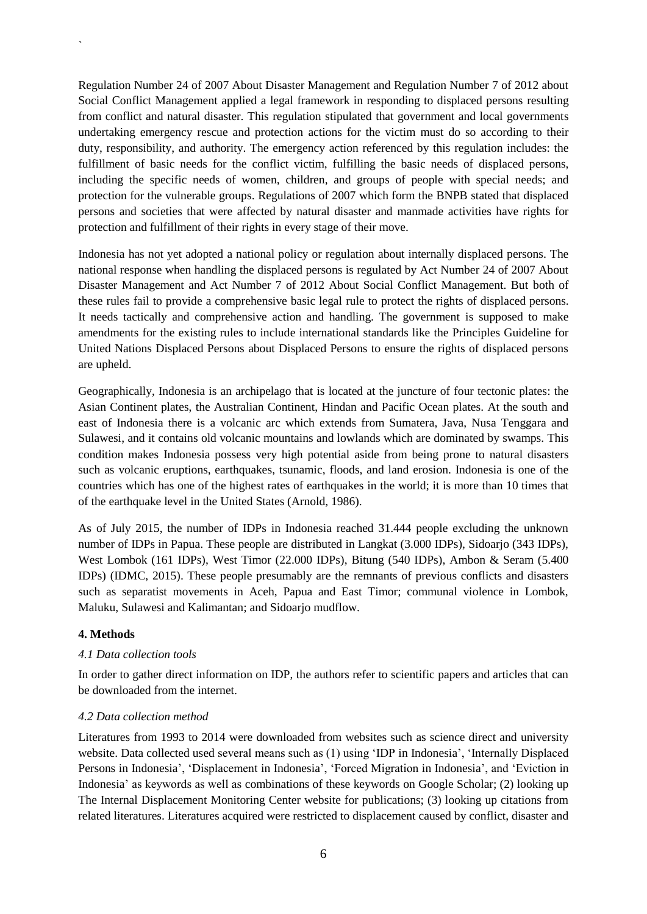Regulation Number 24 of 2007 About Disaster Management and Regulation Number 7 of 2012 about Social Conflict Management applied a legal framework in responding to displaced persons resulting from conflict and natural disaster. This regulation stipulated that government and local governments undertaking emergency rescue and protection actions for the victim must do so according to their duty, responsibility, and authority. The emergency action referenced by this regulation includes: the fulfillment of basic needs for the conflict victim, fulfilling the basic needs of displaced persons, including the specific needs of women, children, and groups of people with special needs; and protection for the vulnerable groups. Regulations of 2007 which form the BNPB stated that displaced persons and societies that were affected by natural disaster and manmade activities have rights for protection and fulfillment of their rights in every stage of their move.

Indonesia has not yet adopted a national policy or regulation about internally displaced persons. The national response when handling the displaced persons is regulated by Act Number 24 of 2007 About Disaster Management and Act Number 7 of 2012 About Social Conflict Management. But both of these rules fail to provide a comprehensive basic legal rule to protect the rights of displaced persons. It needs tactically and comprehensive action and handling. The government is supposed to make amendments for the existing rules to include international standards like the Principles Guideline for United Nations Displaced Persons about Displaced Persons to ensure the rights of displaced persons are upheld.

Geographically, Indonesia is an archipelago that is located at the juncture of four tectonic plates: the Asian Continent plates, the Australian Continent, Hindan and Pacific Ocean plates. At the south and east of Indonesia there is a volcanic arc which extends from Sumatera, Java, Nusa Tenggara and Sulawesi, and it contains old volcanic mountains and lowlands which are dominated by swamps. This condition makes Indonesia possess very high potential aside from being prone to natural disasters such as volcanic eruptions, earthquakes, tsunamic, floods, and land erosion. Indonesia is one of the countries which has one of the highest rates of earthquakes in the world; it is more than 10 times that of the earthquake level in the United States (Arnold, 1986).

As of July 2015, the number of IDPs in Indonesia reached 31.444 people excluding the unknown number of IDPs in Papua. These people are distributed in Langkat (3.000 IDPs), Sidoarjo (343 IDPs), West Lombok (161 IDPs), West Timor (22.000 IDPs), Bitung (540 IDPs), Ambon & Seram (5.400 IDPs) (IDMC, 2015). These people presumably are the remnants of previous conflicts and disasters such as separatist movements in Aceh, Papua and East Timor; communal violence in Lombok, Maluku, Sulawesi and Kalimantan; and Sidoarjo mudflow.

## 4. Methods

### *4.1 Data collection tools*

In order to gather direct information on IDP, the authors refer to scientific papers and articles that can be downloaded from the internet.

### *4.2 Data collection method*

Literatures from 1993 to 2014 were downloaded from websites such as science direct and university website. Data collected used several means such as (1) using 'IDP in Indonesia', 'Internally Displaced Persons in Indonesia', 'Displacement in Indonesia', 'Forced Migration in Indonesia', and 'Eviction in Indonesia' as keywords as well as combinations of these keywords on Google Scholar; (2) looking up The Internal Displacement Monitoring Center website for publications; (3) looking up citations from related literatures. Literatures acquired were restricted to displacement caused by conflict, disaster and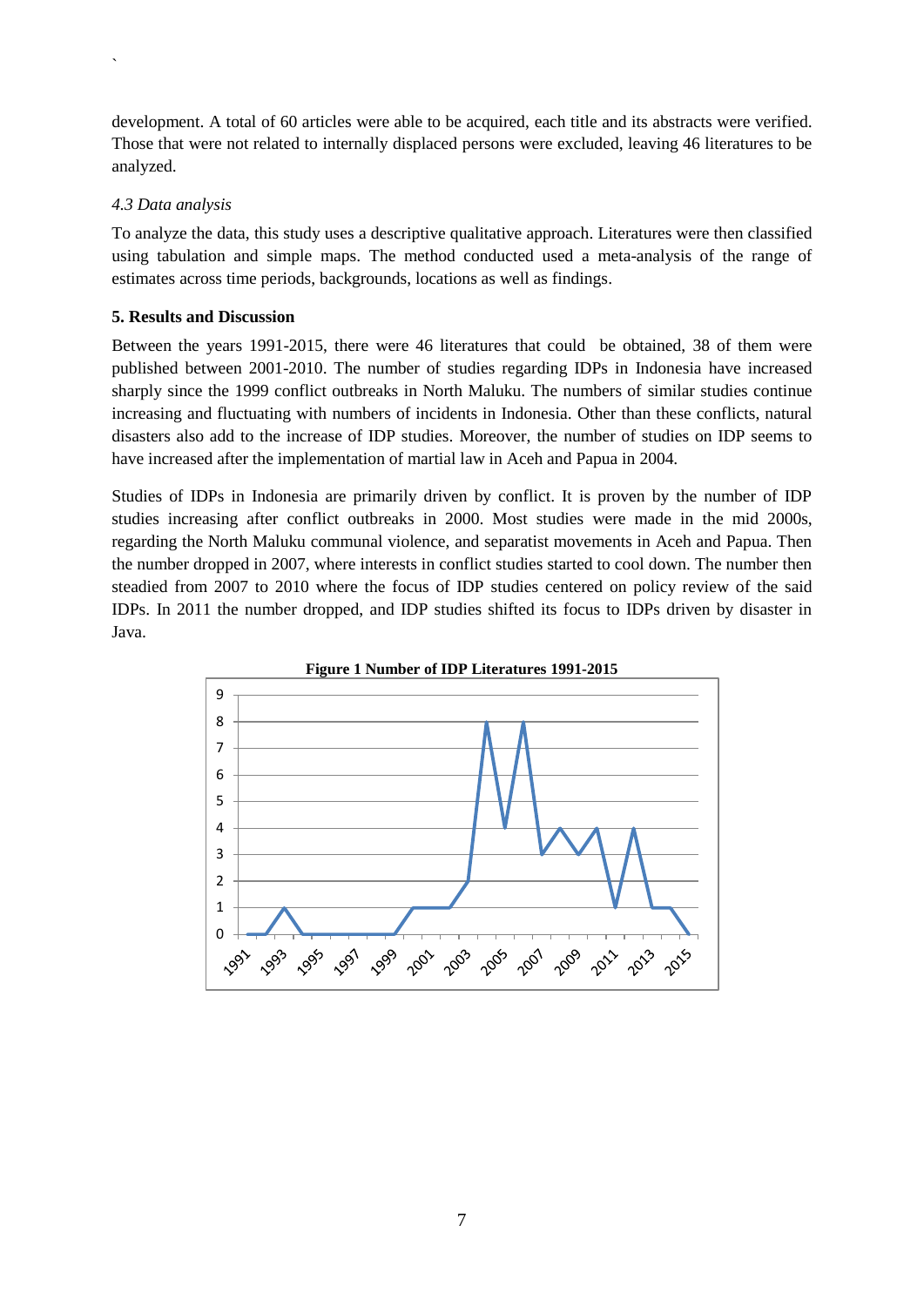development. A total of 60 articles were able to be acquired, each title and its abstracts were verified. Those that were not related to internally displaced persons were excluded, leaving 46 literatures to be analyzed.

*4.3 Data analysis*

To analyze the data, this study uses a descriptive qualitative approach. Literatures were then classified using tabulation and simple maps. The method conducted used a meta-analysis of the range of estimates across time periods, backgrounds, locations as well as findings.

## 5. Results and Discussion

Between the years 1991-2015, there were 46 literatures that could be obtained, 38 of them were published between 2001-2010. The number of studies regarding IDPs in Indonesia have increased sharply since the 1999 conflict outbreaks in North Maluku. The numbers of similar studies continue increasing and fluctuating with numbers of incidents in Indonesia. Other than these conflicts, natural disasters also add to the increase of IDP studies. Moreover, the number of studies on IDP seems to have increased after the implementation of martial law in Aceh and Papua in 2004.

Studies of IDPs in Indonesia are primarily driven by conflict. It is proven by the number of IDP studies increasing after conflict outbreaks in 2000. Most studies were made in the mid 2000s, regarding the North Maluku communal violence, and separatist movements in Aceh and Papua. Then the number dropped in 2007, where interests in conflict studies started to cool down. The number then steadied from 2007 to 2010 where the focus of IDP studies centered on policy review of the said IDPs. In 2011 the number dropped, and IDP studies shifted its focus to IDPs driven by disaster in Java.

**Figure 1 Number of IDP Literatures 1991-2015**

9
8
7
6
5
4
3
2
1
0

1991 1993 1995 1997 1999 2001 2003 2005 2007 2009 2011 2013 2015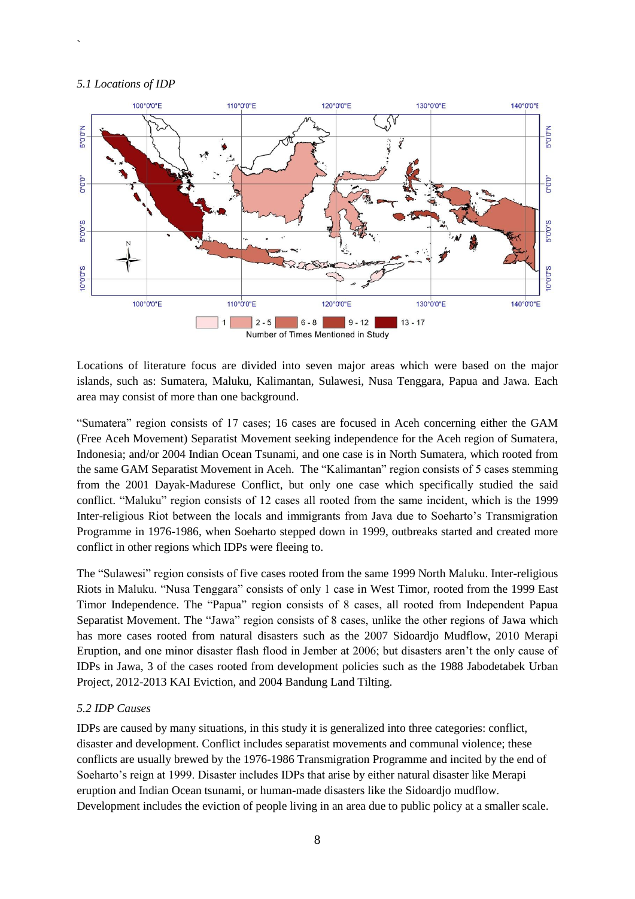*5.1 Locations of IDP*

100°0'0"E
110°0'0"E
120°0'0"E
130°0'0"E
140°0'0"E
5°0'0"N
0°0'0"
5°0'0"S
10°0'0"S
N
1
2 - 5
6 - 8
9 - 12
13 - 17
Number of Times Mentioned in Study

Locations of literature focus are divided into seven major areas which were based on the major islands, such as: Sumatera, Maluku, Kalimantan, Sulawesi, Nusa Tenggara, Papua and Jawa. Each area may consist of more than one background.

"Sumatera" region consists of 17 cases; 16 cases are focused in Aceh concerning either the GAM (Free Aceh Movement) Separatist Movement seeking independence for the Aceh region of Sumatera, Indonesia; and/or 2004 Indian Ocean Tsunami, and one case is in North Sumatera, which rooted from the same GAM Separatist Movement in Aceh. The "Kalimantan" region consists of 5 cases stemming from the 2001 Dayak-Madurese Conflict, but only one case which specifically studied the said conflict. "Maluku" region consists of 12 cases all rooted from the same incident, which is the 1999 Inter-religious Riot between the locals and immigrants from Java due to Soeharto's Transmigration Programme in 1976-1986, when Soeharto stepped down in 1999, outbreaks started and created more conflict in other regions which IDPs were fleeing to.

The "Sulawesi" region consists of five cases rooted from the same 1999 North Maluku. Inter-religious Riots in Maluku. "Nusa Tenggara" consists of only 1 case in West Timor, rooted from the 1999 East Timor Independence. The "Papua" region consists of 8 cases, all rooted from Independent Papua Separatist Movement. The "Jawa" region consists of 8 cases, unlike the other regions of Jawa which has more cases rooted from natural disasters such as the 2007 Sidoardjo Mudflow, 2010 Merapi Eruption, and one minor disaster flash flood in Jember at 2006; but disasters aren't the only cause of IDPs in Jawa, 3 of the cases rooted from development policies such as the 1988 Jabodetabek Urban Project, 2012-2013 KAI Eviction, and 2004 Bandung Land Tilting.

*5.2 IDP Causes*

IDPs are caused by many situations, in this study it is generalized into three categories: conflict, disaster and development. Conflict includes separatist movements and communal violence; these conflicts are usually brewed by the 1976-1986 Transmigration Programme and incited by the end of Soeharto's reign at 1999. Disaster includes IDPs that arise by either natural disaster like Merapi eruption and Indian Ocean tsunami, or human-made disasters like the Sidoarjo mudflow. Development includes the eviction of people living in an area due to public policy at a smaller scale.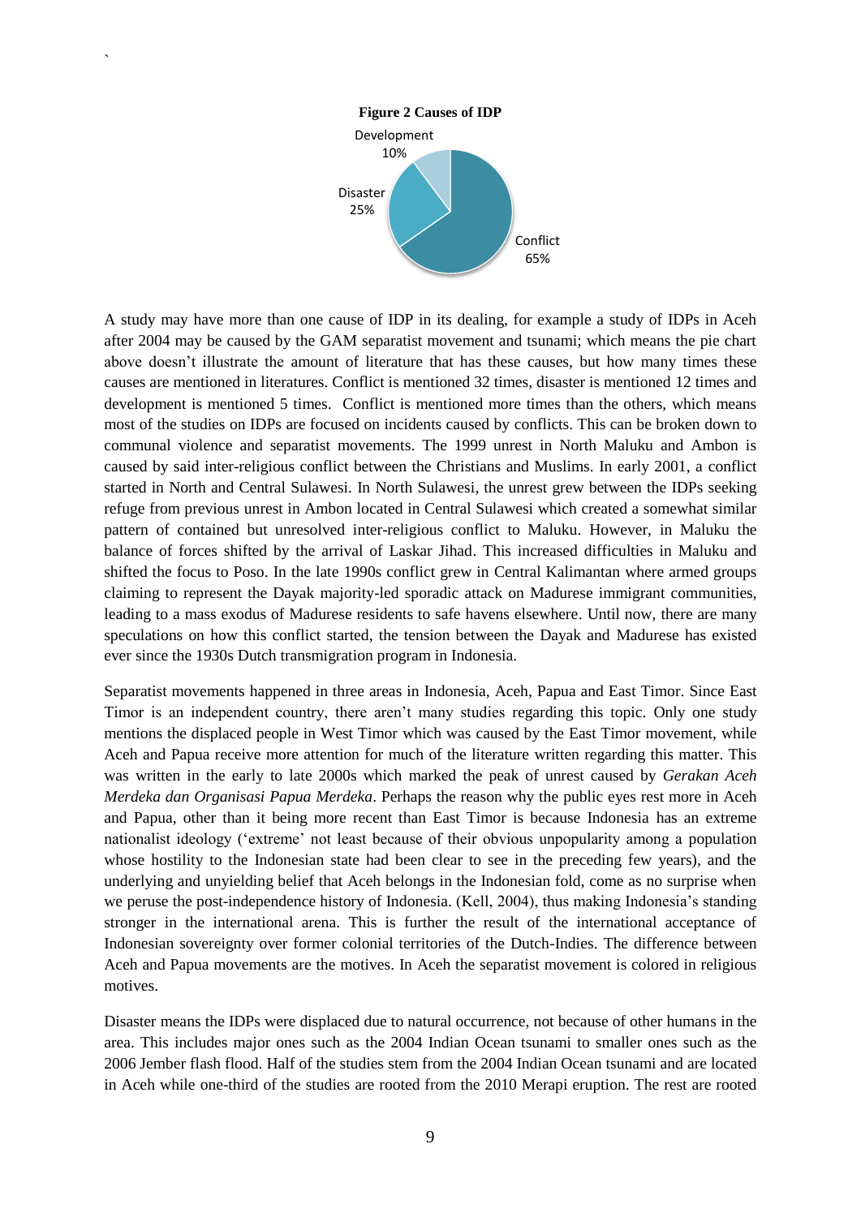**Figure 2 Causes of IDP**

Development
10%

Disaster
25%

Conflict
65%

A study may have more than one cause of IDP in its dealing, for example a study of IDPs in Aceh after 2004 may be caused by the GAM separatist movement and tsunami; which means the pie chart above doesn't illustrate the amount of literature that has these causes, but how many times these causes are mentioned in literatures. Conflict is mentioned 32 times, disaster is mentioned 12 times and development is mentioned 5 times. Conflict is mentioned more times than the others, which means most of the studies on IDPs are focused on incidents caused by conflicts. This can be broken down to communal violence and separatist movements. The 1999 unrest in North Maluku and Ambon is caused by said inter-religious conflict between the Christians and Muslims. In early 2001, a conflict started in North and Central Sulawesi. In North Sulawesi, the unrest grew between the IDPs seeking refuge from previous unrest in Ambon located in Central Sulawesi which created a somewhat similar pattern of contained but unresolved inter-religious conflict to Maluku. However, in Maluku the balance of forces shifted by the arrival of Laskar Jihad. This increased difficulties in Maluku and shifted the focus to Poso. In the late 1990s conflict grew in Central Kalimantan where armed groups claiming to represent the Dayak majority-led sporadic attack on Madurese immigrant communities, leading to a mass exodus of Madurese residents to safe havens elsewhere. Until now, there are many speculations on how this conflict started, the tension between the Dayak and Madurese has existed ever since the 1930s Dutch transmigration program in Indonesia.

Separatist movements happened in three areas in Indonesia, Aceh, Papua and East Timor. Since East Timor is an independent country, there aren't many studies regarding this topic. Only one study mentions the displaced people in West Timor which was caused by the East Timor movement, while Aceh and Papua receive more attention for much of the literature written regarding this matter. This was written in the early to late 2000s which marked the peak of unrest caused by *Gerakan Aceh Merdeka dan Organisasi Papua Merdeka*. Perhaps the reason why the public eyes rest more in Aceh and Papua, other than it being more recent than East Timor is because Indonesia has an extreme nationalist ideology ('extreme' not least because of their obvious unpopularity among a population whose hostility to the Indonesian state had been clear to see in the preceding few years), and the underlying and unyielding belief that Aceh belongs in the Indonesian fold, come as no surprise when we peruse the post-independence history of Indonesia. (Kell, 2004), thus making Indonesia's standing stronger in the international arena. This is further the result of the international acceptance of Indonesian sovereignty over former colonial territories of the Dutch-Indies. The difference between Aceh and Papua movements are the motives. In Aceh the separatist movement is colored in religious motives.

Disaster means the IDPs were displaced due to natural occurrence, not because of other humans in the area. This includes major ones such as the 2004 Indian Ocean tsunami to smaller ones such as the 2006 Jember flash flood. Half of the studies stem from the 2004 Indian Ocean tsunami and are located in Aceh while one-third of the studies are rooted from the 2010 Merapi eruption. The rest are rooted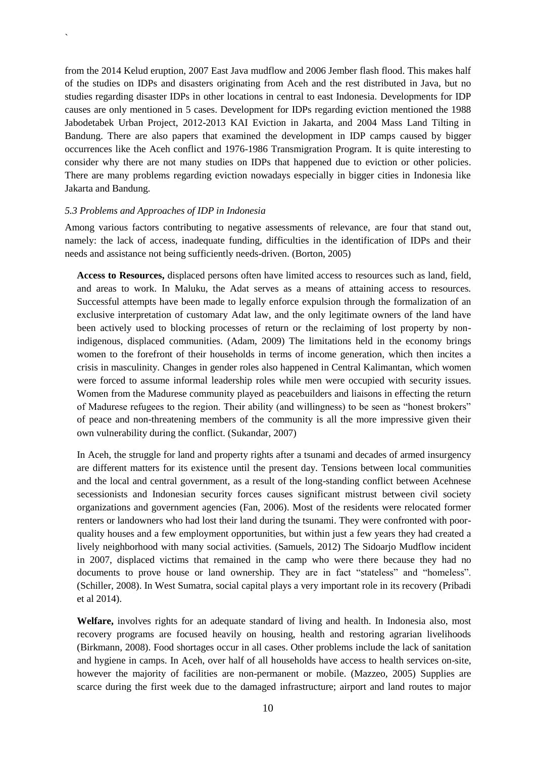from the 2014 Kelud eruption, 2007 East Java mudflow and 2006 Jember flash flood. This makes half of the studies on IDPs and disasters originating from Aceh and the rest distributed in Java, but no studies regarding disaster IDPs in other locations in central to east Indonesia. Developments for IDP causes are only mentioned in 5 cases. Development for IDPs regarding eviction mentioned the 1988 Jabodetabek Urban Project, 2012-2013 KAI Eviction in Jakarta, and 2004 Mass Land Tilting in Bandung. There are also papers that examined the development in IDP camps caused by bigger occurrences like the Aceh conflict and 1976-1986 Transmigration Program. It is quite interesting to consider why there are not many studies on IDPs that happened due to eviction or other policies. There are many problems regarding eviction nowadays especially in bigger cities in Indonesia like Jakarta and Bandung.

### *5.3 Problems and Approaches of IDP in Indonesia*

Among various factors contributing to negative assessments of relevance, are four that stand out, namely: the lack of access, inadequate funding, difficulties in the identification of IDPs and their needs and assistance not being sufficiently needs-driven. (Borton, 2005)

**Access to Resources,** displaced persons often have limited access to resources such as land, field, and areas to work. In Maluku, the Adat serves as a means of attaining access to resources. Successful attempts have been made to legally enforce expulsion through the formalization of an exclusive interpretation of customary Adat law, and the only legitimate owners of the land have been actively used to blocking processes of return or the reclaiming of lost property by non-indigenous, displaced communities. (Adam, 2009) The limitations held in the economy brings women to the forefront of their households in terms of income generation, which then incites a crisis in masculinity. Changes in gender roles also happened in Central Kalimantan, which women were forced to assume informal leadership roles while men were occupied with security issues. Women from the Madurese community played as peacebuilders and liaisons in effecting the return of Madurese refugees to the region. Their ability (and willingness) to be seen as "honest brokers" of peace and non-threatening members of the community is all the more impressive given their own vulnerability during the conflict. (Sukandar, 2007)

In Aceh, the struggle for land and property rights after a tsunami and decades of armed insurgency are different matters for its existence until the present day. Tensions between local communities and the local and central government, as a result of the long-standing conflict between Acehnese secessionists and Indonesian security forces causes significant mistrust between civil society organizations and government agencies (Fan, 2006). Most of the residents were relocated former renters or landowners who had lost their land during the tsunami. They were confronted with poor-quality houses and a few employment opportunities, but within just a few years they had created a lively neighborhood with many social activities. (Samuels, 2012) The Sidoarjo Mudflow incident in 2007, displaced victims that remained in the camp who were there because they had no documents to prove house or land ownership. They are in fact "stateless" and "homeless". (Schiller, 2008). In West Sumatra, social capital plays a very important role in its recovery (Pribadi et al 2014).

**Welfare,** involves rights for an adequate standard of living and health. In Indonesia also, most recovery programs are focused heavily on housing, health and restoring agrarian livelihoods (Birkmann, 2008). Food shortages occur in all cases. Other problems include the lack of sanitation and hygiene in camps. In Aceh, over half of all households have access to health services on-site, however the majority of facilities are non-permanent or mobile. (Mazzeo, 2005) Supplies are scarce during the first week due to the damaged infrastructure; airport and land routes to major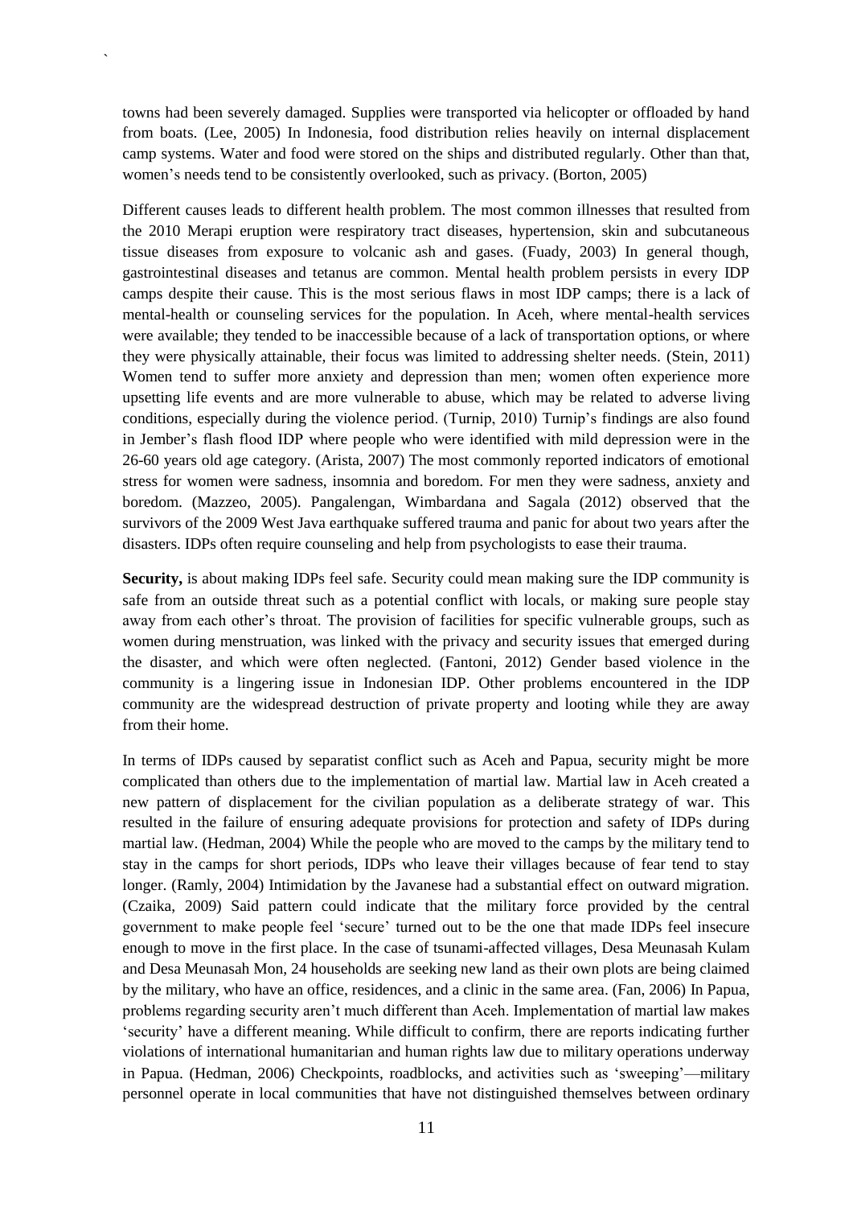towns had been severely damaged. Supplies were transported via helicopter or offloaded by hand from boats. (Lee, 2005) In Indonesia, food distribution relies heavily on internal displacement camp systems. Water and food were stored on the ships and distributed regularly. Other than that, women's needs tend to be consistently overlooked, such as privacy. (Borton, 2005)

Different causes leads to different health problem. The most common illnesses that resulted from the 2010 Merapi eruption were respiratory tract diseases, hypertension, skin and subcutaneous tissue diseases from exposure to volcanic ash and gases. (Fuady, 2003) In general though, gastrointestinal diseases and tetanus are common. Mental health problem persists in every IDP camps despite their cause. This is the most serious flaws in most IDP camps; there is a lack of mental-health or counseling services for the population. In Aceh, where mental-health services were available; they tended to be inaccessible because of a lack of transportation options, or where they were physically attainable, their focus was limited to addressing shelter needs. (Stein, 2011) Women tend to suffer more anxiety and depression than men; women often experience more upsetting life events and are more vulnerable to abuse, which may be related to adverse living conditions, especially during the violence period. (Turnip, 2010) Turnip's findings are also found in Jember's flash flood IDP where people who were identified with mild depression were in the 26-60 years old age category. (Arista, 2007) The most commonly reported indicators of emotional stress for women were sadness, insomnia and boredom. For men they were sadness, anxiety and boredom. (Mazzeo, 2005). Pangalengan, Wimbardana and Sagala (2012) observed that the survivors of the 2009 West Java earthquake suffered trauma and panic for about two years after the disasters. IDPs often require counseling and help from psychologists to ease their trauma.

**Security,** is about making IDPs feel safe. Security could mean making sure the IDP community is safe from an outside threat such as a potential conflict with locals, or making sure people stay away from each other's throat. The provision of facilities for specific vulnerable groups, such as women during menstruation, was linked with the privacy and security issues that emerged during the disaster, and which were often neglected. (Fantoni, 2012) Gender based violence in the community is a lingering issue in Indonesian IDP. Other problems encountered in the IDP community are the widespread destruction of private property and looting while they are away from their home.

In terms of IDPs caused by separatist conflict such as Aceh and Papua, security might be more complicated than others due to the implementation of martial law. Martial law in Aceh created a new pattern of displacement for the civilian population as a deliberate strategy of war. This resulted in the failure of ensuring adequate provisions for protection and safety of IDPs during martial law. (Hedman, 2004) While the people who are moved to the camps by the military tend to stay in the camps for short periods, IDPs who leave their villages because of fear tend to stay longer. (Ramly, 2004) Intimidation by the Javanese had a substantial effect on outward migration. (Czaika, 2009) Said pattern could indicate that the military force provided by the central government to make people feel 'secure' turned out to be the one that made IDPs feel insecure enough to move in the first place. In the case of tsunami-affected villages, Desa Meunasah Kulam and Desa Meunasah Mon, 24 households are seeking new land as their own plots are being claimed by the military, who have an office, residences, and a clinic in the same area. (Fan, 2006) In Papua, problems regarding security aren't much different than Aceh. Implementation of martial law makes 'security' have a different meaning. While difficult to confirm, there are reports indicating further violations of international humanitarian and human rights law due to military operations underway in Papua. (Hedman, 2006) Checkpoints, roadblocks, and activities such as 'sweeping'—military personnel operate in local communities that have not distinguished themselves between ordinary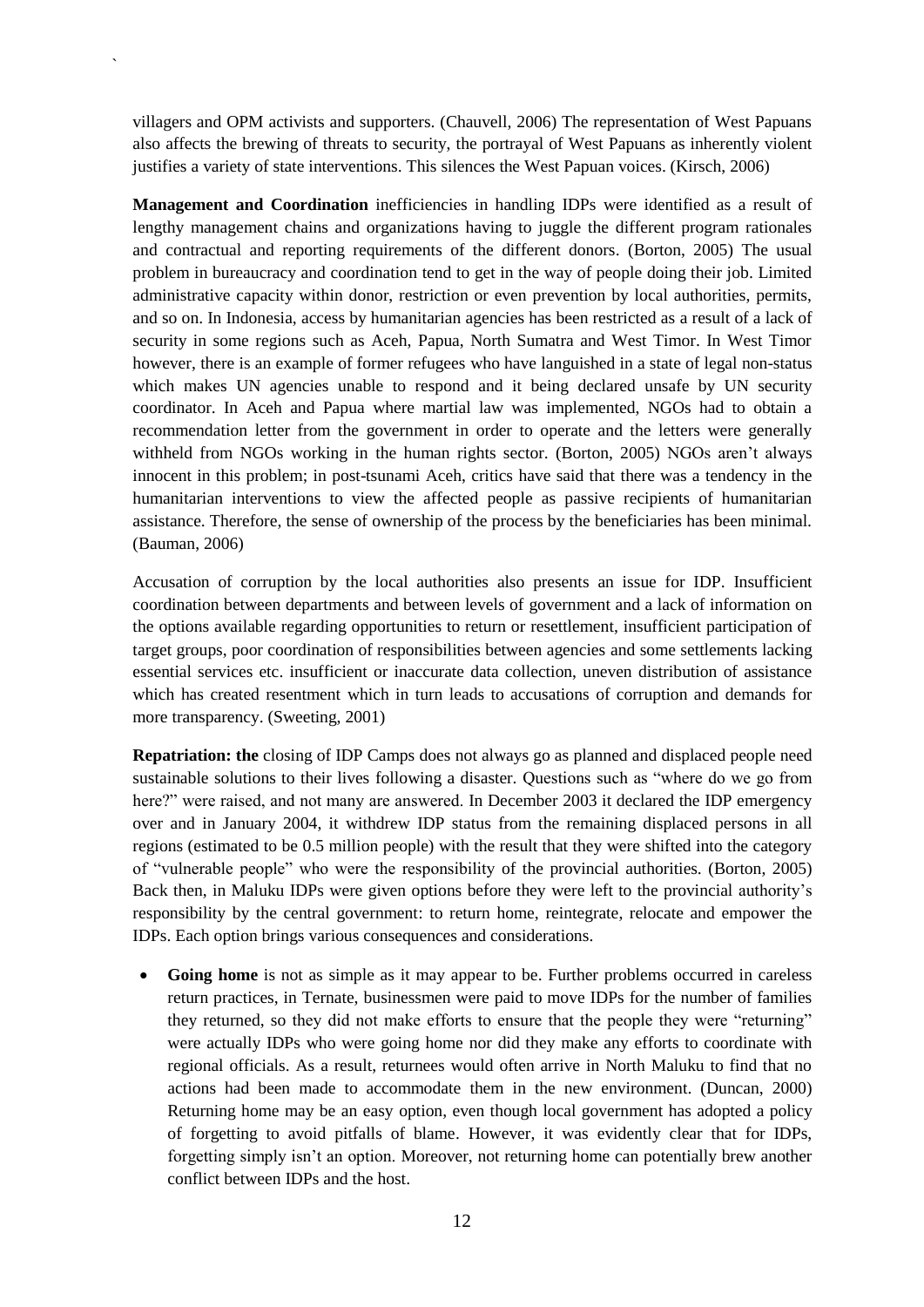villagers and OPM activists and supporters. (Chauvell, 2006) The representation of West Papuans also affects the brewing of threats to security, the portrayal of West Papuans as inherently violent justifies a variety of state interventions. This silences the West Papuan voices. (Kirsch, 2006)

**Management and Coordination** inefficiencies in handling IDPs were identified as a result of lengthy management chains and organizations having to juggle the different program rationales and contractual and reporting requirements of the different donors. (Borton, 2005) The usual problem in bureaucracy and coordination tend to get in the way of people doing their job. Limited administrative capacity within donor, restriction or even prevention by local authorities, permits, and so on. In Indonesia, access by humanitarian agencies has been restricted as a result of a lack of security in some regions such as Aceh, Papua, North Sumatra and West Timor. In West Timor however, there is an example of former refugees who have languished in a state of legal non-status which makes UN agencies unable to respond and it being declared unsafe by UN security coordinator. In Aceh and Papua where martial law was implemented, NGOs had to obtain a recommendation letter from the government in order to operate and the letters were generally withheld from NGOs working in the human rights sector. (Borton, 2005) NGOs aren't always innocent in this problem; in post-tsunami Aceh, critics have said that there was a tendency in the humanitarian interventions to view the affected people as passive recipients of humanitarian assistance. Therefore, the sense of ownership of the process by the beneficiaries has been minimal. (Bauman, 2006)

Accusation of corruption by the local authorities also presents an issue for IDP. Insufficient coordination between departments and between levels of government and a lack of information on the options available regarding opportunities to return or resettlement, insufficient participation of target groups, poor coordination of responsibilities between agencies and some settlements lacking essential services etc. insufficient or inaccurate data collection, uneven distribution of assistance which has created resentment which in turn leads to accusations of corruption and demands for more transparency. (Sweeting, 2001)

**Repatriation: the** closing of IDP Camps does not always go as planned and displaced people need sustainable solutions to their lives following a disaster. Questions such as "where do we go from here?" were raised, and not many are answered. In December 2003 it declared the IDP emergency over and in January 2004, it withdrew IDP status from the remaining displaced persons in all regions (estimated to be 0.5 million people) with the result that they were shifted into the category of "vulnerable people" who were the responsibility of the provincial authorities. (Borton, 2005) Back then, in Maluku IDPs were given options before they were left to the provincial authority's responsibility by the central government: to return home, reintegrate, relocate and empower the IDPs. Each option brings various consequences and considerations.

- **Going home** is not as simple as it may appear to be. Further problems occurred in careless return practices, in Ternate, businessmen were paid to move IDPs for the number of families they returned, so they did not make efforts to ensure that the people they were "returning" were actually IDPs who were going home nor did they make any efforts to coordinate with regional officials. As a result, returnees would often arrive in North Maluku to find that no actions had been made to accommodate them in the new environment. (Duncan, 2000) Returning home may be an easy option, even though local government has adopted a policy of forgetting to avoid pitfalls of blame. However, it was evidently clear that for IDPs, forgetting simply isn't an option. Moreover, not returning home can potentially brew another conflict between IDPs and the host.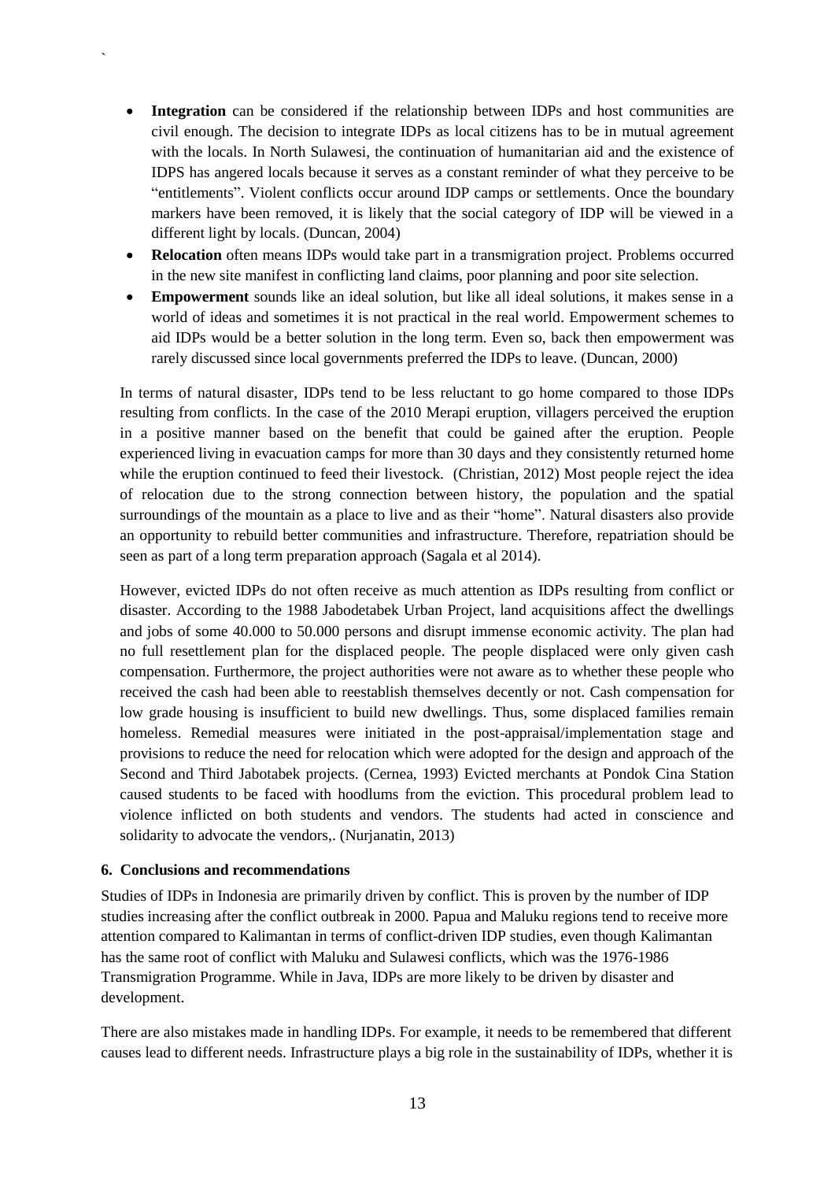- **Integration** can be considered if the relationship between IDPs and host communities are civil enough. The decision to integrate IDPs as local citizens has to be in mutual agreement with the locals. In North Sulawesi, the continuation of humanitarian aid and the existence of IDPS has angered locals because it serves as a constant reminder of what they perceive to be "entitlements". Violent conflicts occur around IDP camps or settlements. Once the boundary markers have been removed, it is likely that the social category of IDP will be viewed in a different light by locals. (Duncan, 2004)
- **Relocation** often means IDPs would take part in a transmigration project. Problems occurred in the new site manifest in conflicting land claims, poor planning and poor site selection.
- **Empowerment** sounds like an ideal solution, but like all ideal solutions, it makes sense in a world of ideas and sometimes it is not practical in the real world. Empowerment schemes to aid IDPs would be a better solution in the long term. Even so, back then empowerment was rarely discussed since local governments preferred the IDPs to leave. (Duncan, 2000)

In terms of natural disaster, IDPs tend to be less reluctant to go home compared to those IDPs resulting from conflicts. In the case of the 2010 Merapi eruption, villagers perceived the eruption in a positive manner based on the benefit that could be gained after the eruption. People experienced living in evacuation camps for more than 30 days and they consistently returned home while the eruption continued to feed their livestock. (Christian, 2012) Most people reject the idea of relocation due to the strong connection between history, the population and the spatial surroundings of the mountain as a place to live and as their "home". Natural disasters also provide an opportunity to rebuild better communities and infrastructure. Therefore, repatriation should be seen as part of a long term preparation approach (Sagala et al 2014).

However, evicted IDPs do not often receive as much attention as IDPs resulting from conflict or disaster. According to the 1988 Jabodetabek Urban Project, land acquisitions affect the dwellings and jobs of some 40.000 to 50.000 persons and disrupt immense economic activity. The plan had no full resettlement plan for the displaced people. The people displaced were only given cash compensation. Furthermore, the project authorities were not aware as to whether these people who received the cash had been able to reestablish themselves decently or not. Cash compensation for low grade housing is insufficient to build new dwellings. Thus, some displaced families remain homeless. Remedial measures were initiated in the post-appraisal/implementation stage and provisions to reduce the need for relocation which were adopted for the design and approach of the Second and Third Jabotabek projects. (Cernea, 1993) Evicted merchants at Pondok Cina Station caused students to be faced with hoodlums from the eviction. This procedural problem lead to violence inflicted on both students and vendors. The students had acted in conscience and solidarity to advocate the vendors,. (Nurjanatin, 2013)

## 6. Conclusions and recommendations

Studies of IDPs in Indonesia are primarily driven by conflict. This is proven by the number of IDP studies increasing after the conflict outbreak in 2000. Papua and Maluku regions tend to receive more attention compared to Kalimantan in terms of conflict-driven IDP studies, even though Kalimantan has the same root of conflict with Maluku and Sulawesi conflicts, which was the 1976-1986 Transmigration Programme. While in Java, IDPs are more likely to be driven by disaster and development.

There are also mistakes made in handling IDPs. For example, it needs to be remembered that different causes lead to different needs. Infrastructure plays a big role in the sustainability of IDPs, whether it is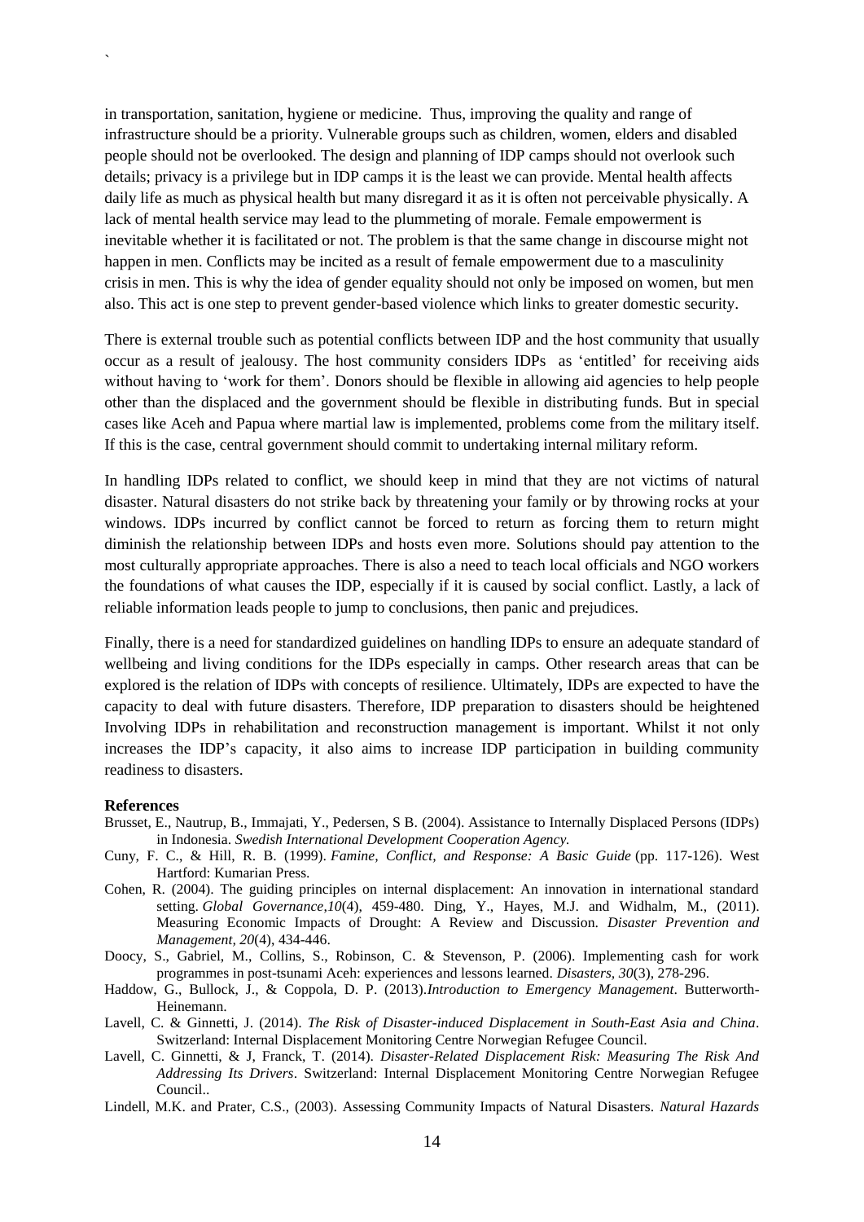in transportation, sanitation, hygiene or medicine. Thus, improving the quality and range of infrastructure should be a priority. Vulnerable groups such as children, women, elders and disabled people should not be overlooked. The design and planning of IDP camps should not overlook such details; privacy is a privilege but in IDP camps it is the least we can provide. Mental health affects daily life as much as physical health but many disregard it as it is often not perceivable physically. A lack of mental health service may lead to the plummeting of morale. Female empowerment is inevitable whether it is facilitated or not. The problem is that the same change in discourse might not happen in men. Conflicts may be incited as a result of female empowerment due to a masculinity crisis in men. This is why the idea of gender equality should not only be imposed on women, but men also. This act is one step to prevent gender-based violence which links to greater domestic security.

There is external trouble such as potential conflicts between IDP and the host community that usually occur as a result of jealousy. The host community considers IDPs as 'entitled' for receiving aids without having to 'work for them'. Donors should be flexible in allowing aid agencies to help people other than the displaced and the government should be flexible in distributing funds. But in special cases like Aceh and Papua where martial law is implemented, problems come from the military itself. If this is the case, central government should commit to undertaking internal military reform.

In handling IDPs related to conflict, we should keep in mind that they are not victims of natural disaster. Natural disasters do not strike back by threatening your family or by throwing rocks at your windows. IDPs incurred by conflict cannot be forced to return as forcing them to return might diminish the relationship between IDPs and hosts even more. Solutions should pay attention to the most culturally appropriate approaches. There is also a need to teach local officials and NGO workers the foundations of what causes the IDP, especially if it is caused by social conflict. Lastly, a lack of reliable information leads people to jump to conclusions, then panic and prejudices.

Finally, there is a need for standardized guidelines on handling IDPs to ensure an adequate standard of wellbeing and living conditions for the IDPs especially in camps. Other research areas that can be explored is the relation of IDPs with concepts of resilience. Ultimately, IDPs are expected to have the capacity to deal with future disasters. Therefore, IDP preparation to disasters should be heightened Involving IDPs in rehabilitation and reconstruction management is important. Whilst it not only increases the IDP's capacity, it also aims to increase IDP participation in building community readiness to disasters.

**References**

Brusset, E., Nautrup, B., Immajati, Y., Pedersen, S B. (2004). Assistance to Internally Displaced Persons (IDPs) in Indonesia. *Swedish International Development Cooperation Agency.*

Cuny, F. C., & Hill, R. B. (1999). *Famine, Conflict, and Response: A Basic Guide* (pp. 117-126). West Hartford: Kumarian Press.

Cohen, R. (2004). The guiding principles on internal displacement: An innovation in international standard setting. *Global Governance*, *10*(4), 459-480. Ding, Y., Hayes, M.J. and Widhalm, M., (2011). Measuring Economic Impacts of Drought: A Review and Discussion. *Disaster Prevention and Management, 20*(4), 434-446.

Doocy, S., Gabriel, M., Collins, S., Robinson, C. & Stevenson, P. (2006). Implementing cash for work programmes in post-tsunami Aceh: experiences and lessons learned. *Disasters*, *30*(3), 278-296.

Haddow, G., Bullock, J., & Coppola, D. P. (2013).*Introduction to Emergency Management*. Butterworth-Heinemann.

Lavell, C. & Ginnetti, J. (2014). *The Risk of Disaster-induced Displacement in South-East Asia and China*. Switzerland: Internal Displacement Monitoring Centre Norwegian Refugee Council.

Lavell, C. Ginnetti, & J, Franck, T. (2014). *Disaster-Related Displacement Risk: Measuring The Risk And Addressing Its Drivers*. Switzerland: Internal Displacement Monitoring Centre Norwegian Refugee Council..

Lindell, M.K. and Prater, C.S., (2003). Assessing Community Impacts of Natural Disasters. *Natural Hazards*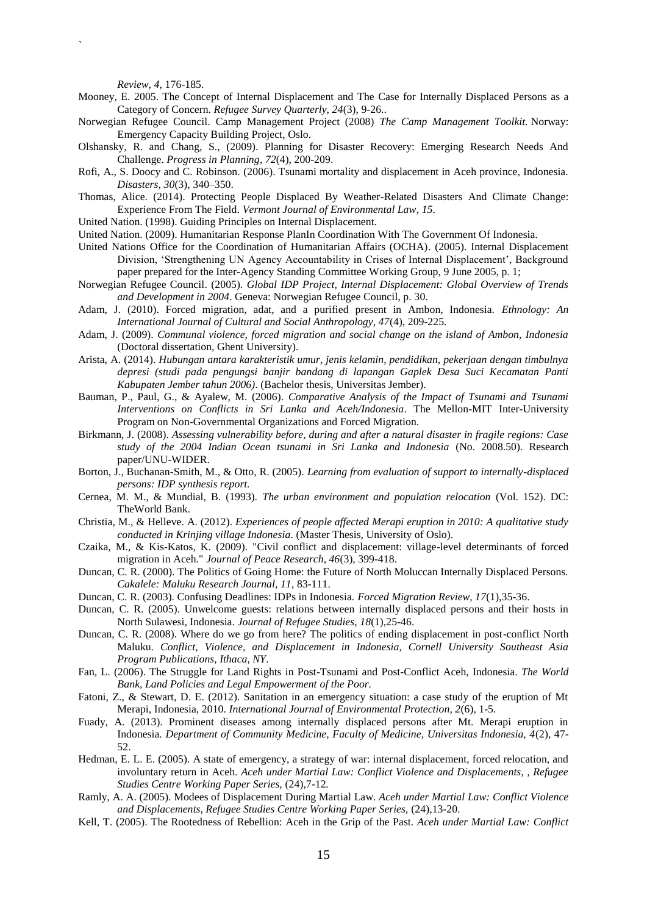*Review, 4*, 176-185.

Mooney, E. 2005. The Concept of Internal Displacement and The Case for Internally Displaced Persons as a Category of Concern. *Refugee Survey Quarterly, 24*(3), 9-26..

Norwegian Refugee Council. Camp Management Project (2008) *The Camp Management Toolkit.* Norway: Emergency Capacity Building Project, Oslo.

Olshansky, R. and Chang, S., (2009). Planning for Disaster Recovery: Emerging Research Needs And Challenge. *Progress in Planning, 72*(4), 200-209.

Rofi, A., S. Doocy and C. Robinson. (2006). Tsunami mortality and displacement in Aceh province, Indonesia. *Disasters, 30*(3), 340–350.

Thomas, Alice. (2014). Protecting People Displaced By Weather-Related Disasters And Climate Change: Experience From The Field. *Vermont Journal of Environmental Law, 15*.

United Nation. (1998). Guiding Principles on Internal Displacement.

United Nation. (2009). Humanitarian Response PlanIn Coordination With The Government Of Indonesia.

United Nations Office for the Coordination of Humanitarian Affairs (OCHA). (2005). Internal Displacement Division, 'Strengthening UN Agency Accountability in Crises of Internal Displacement', Background paper prepared for the Inter-Agency Standing Committee Working Group, 9 June 2005, p. 1;

Norwegian Refugee Council. (2005). *Global IDP Project, Internal Displacement: Global Overview of Trends and Development in 2004*. Geneva: Norwegian Refugee Council, p. 30.

Adam, J. (2010). Forced migration, adat, and a purified present in Ambon, Indonesia. *Ethnology: An International Journal of Cultural and Social Anthropology, 47*(4), 209-225.

Adam, J. (2009). *Communal violence, forced migration and social change on the island of Ambon, Indonesia* (Doctoral dissertation, Ghent University).

Arista, A. (2014). *Hubungan antara karakteristik umur, jenis kelamin, pendidikan, pekerjaan dengan timbulnya depresi (studi pada pengungsi banjir bandang di lapangan Gaplek Desa Suci Kecamatan Panti Kabupaten Jember tahun 2006)*. (Bachelor thesis, Universitas Jember).

Bauman, P., Paul, G., & Ayalew, M. (2006). *Comparative Analysis of the Impact of Tsunami and Tsunami Interventions on Conflicts in Sri Lanka and Aceh/Indonesia*. The Mellon-MIT Inter-University Program on Non-Governmental Organizations and Forced Migration.

Birkmann, J. (2008). *Assessing vulnerability before, during and after a natural disaster in fragile regions: Case study of the 2004 Indian Ocean tsunami in Sri Lanka and Indonesia* (No. 2008.50). Research paper/UNU-WIDER.

Borton, J., Buchanan-Smith, M., & Otto, R. (2005). *Learning from evaluation of support to internally-displaced persons: IDP synthesis report.*

Cernea, M. M., & Mundial, B. (1993). *The urban environment and population relocation* (Vol. 152). DC: TheWorld Bank.

Christia, M., & Helleve. A. (2012). *Experiences of people affected Merapi eruption in 2010: A qualitative study conducted in Krinjing village Indonesia*. (Master Thesis, University of Oslo).

Czaika, M., & Kis-Katos, K. (2009). "Civil conflict and displacement: village-level determinants of forced migration in Aceh." *Journal of Peace Research, 46*(3), 399-418.

Duncan, C. R. (2000). The Politics of Going Home: the Future of North Moluccan Internally Displaced Persons. *Cakalele: Maluku Research Journal, 11*, 83-111.

Duncan, C. R. (2003). Confusing Deadlines: IDPs in Indonesia. *Forced Migration Review, 17*(1),35-36.

Duncan, C. R. (2005). Unwelcome guests: relations between internally displaced persons and their hosts in North Sulawesi, Indonesia. *Journal of Refugee Studies, 18*(1),25-46.

Duncan, C. R. (2008). Where do we go from here? The politics of ending displacement in post-conflict North Maluku. *Conflict, Violence, and Displacement in Indonesia, Cornell University Southeast Asia Program Publications, Ithaca, NY*.

Fan, L. (2006). The Struggle for Land Rights in Post-Tsunami and Post-Conflict Aceh, Indonesia. *The World Bank, Land Policies and Legal Empowerment of the Poor.*

Fatoni, Z., & Stewart, D. E. (2012). Sanitation in an emergency situation: a case study of the eruption of Mt Merapi, Indonesia, 2010. *International Journal of Environmental Protection, 2*(6), 1-5.

Fuady, A. (2013). Prominent diseases among internally displaced persons after Mt. Merapi eruption in Indonesia. *Department of Community Medicine, Faculty of Medicine, Universitas Indonesia, 4*(2), 47-52.

Hedman, E. L. E. (2005). A state of emergency, a strategy of war: internal displacement, forced relocation, and involuntary return in Aceh. *Aceh under Martial Law: Conflict Violence and Displacements, , Refugee Studies Centre Working Paper Series,* (24),7-12.

Ramly, A. A. (2005). Modees of Displacement During Martial Law. *Aceh under Martial Law: Conflict Violence and Displacements, Refugee Studies Centre Working Paper Series,* (24),13-20.

Kell, T. (2005). The Rootedness of Rebellion: Aceh in the Grip of the Past. *Aceh under Martial Law: Conflict*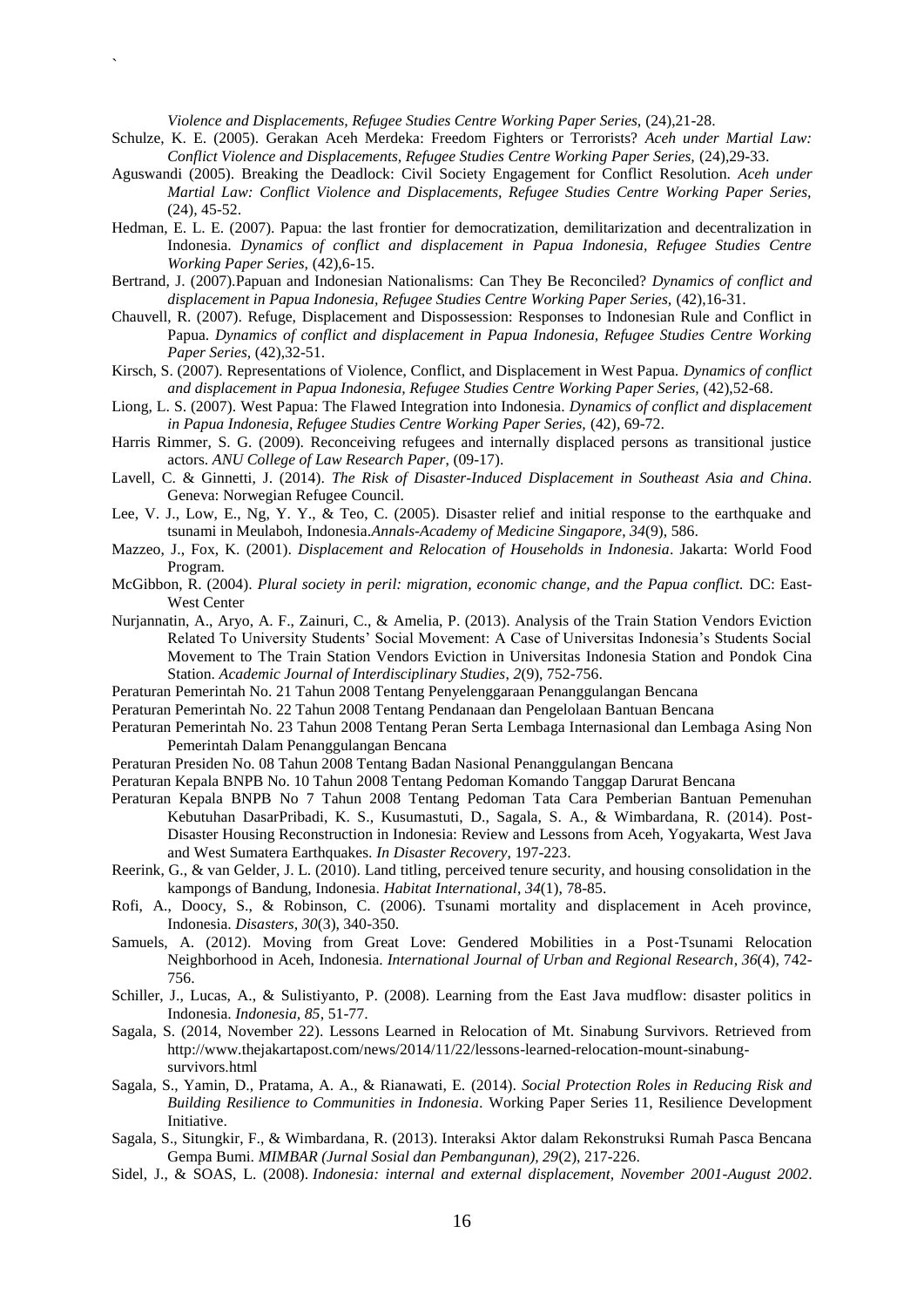*Violence and Displacements, Refugee Studies Centre Working Paper Series,* (24),21-28.

Schulze, K. E. (2005). Gerakan Aceh Merdeka: Freedom Fighters or Terrorists? *Aceh under Martial Law: Conflict Violence and Displacements, Refugee Studies Centre Working Paper Series,* (24),29-33.

Aguswandi (2005). Breaking the Deadlock: Civil Society Engagement for Conflict Resolution. *Aceh under Martial Law: Conflict Violence and Displacements, Refugee Studies Centre Working Paper Series,* (24), 45-52.

Hedman, E. L. E. (2007). Papua: the last frontier for democratization, demilitarization and decentralization in Indonesia. *Dynamics of conflict and displacement in Papua Indonesia, Refugee Studies Centre Working Paper Series,* (42),6-15.

Bertrand, J. (2007).Papuan and Indonesian Nationalisms: Can They Be Reconciled? *Dynamics of conflict and displacement in Papua Indonesia, Refugee Studies Centre Working Paper Series,* (42),16-31.

Chauvell, R. (2007). Refuge, Displacement and Dispossession: Responses to Indonesian Rule and Conflict in Papua. *Dynamics of conflict and displacement in Papua Indonesia, Refugee Studies Centre Working Paper Series,* (42),32-51.

Kirsch, S. (2007). Representations of Violence, Conflict, and Displacement in West Papua. *Dynamics of conflict and displacement in Papua Indonesia, Refugee Studies Centre Working Paper Series,* (42),52-68.

Liong, L. S. (2007). West Papua: The Flawed Integration into Indonesia. *Dynamics of conflict and displacement in Papua Indonesia, Refugee Studies Centre Working Paper Series,* (42), 69-72.

Harris Rimmer, S. G. (2009). Reconceiving refugees and internally displaced persons as transitional justice actors. *ANU College of Law Research Paper*, (09-17).

Lavell, C. & Ginnetti, J. (2014). *The Risk of Disaster-Induced Displacement in Southeast Asia and China*. Geneva: Norwegian Refugee Council.

Lee, V. J., Low, E., Ng, Y. Y., & Teo, C. (2005). Disaster relief and initial response to the earthquake and tsunami in Meulaboh, Indonesia.*Annals-Academy of Medicine Singapore*, *34*(9), 586.

Mazzeo, J., Fox, K. (2001). *Displacement and Relocation of Households in Indonesia*. Jakarta: World Food Program.

McGibbon, R. (2004). *Plural society in peril: migration, economic change, and the Papua conflict.* DC: East-West Center

Nurjannatin, A., Aryo, A. F., Zainuri, C., & Amelia, P. (2013). Analysis of the Train Station Vendors Eviction Related To University Students' Social Movement: A Case of Universitas Indonesia's Students Social Movement to The Train Station Vendors Eviction in Universitas Indonesia Station and Pondok Cina Station. *Academic Journal of Interdisciplinary Studies*, *2*(9), 752-756.

Peraturan Pemerintah No. 21 Tahun 2008 Tentang Penyelenggaraan Penanggulangan Bencana

Peraturan Pemerintah No. 22 Tahun 2008 Tentang Pendanaan dan Pengelolaan Bantuan Bencana

Peraturan Pemerintah No. 23 Tahun 2008 Tentang Peran Serta Lembaga Internasional dan Lembaga Asing Non Pemerintah Dalam Penanggulangan Bencana

Peraturan Presiden No. 08 Tahun 2008 Tentang Badan Nasional Penanggulangan Bencana

Peraturan Kepala BNPB No. 10 Tahun 2008 Tentang Pedoman Komando Tanggap Darurat Bencana

Peraturan Kepala BNPB No 7 Tahun 2008 Tentang Pedoman Tata Cara Pemberian Bantuan Pemenuhan Kebutuhan DasarPribadi, K. S., Kusumastuti, D., Sagala, S. A., & Wimbardana, R. (2014). Post-Disaster Housing Reconstruction in Indonesia: Review and Lessons from Aceh, Yogyakarta, West Java and West Sumatera Earthquakes. *In Disaster Recovery*, 197-223.

Reerink, G., & van Gelder, J. L. (2010). Land titling, perceived tenure security, and housing consolidation in the kampongs of Bandung, Indonesia. *Habitat International*, *34*(1), 78-85.

Rofi, A., Doocy, S., & Robinson, C. (2006). Tsunami mortality and displacement in Aceh province, Indonesia. *Disasters*, *30*(3), 340-350.

Samuels, A. (2012). Moving from Great Love: Gendered Mobilities in a Post-Tsunami Relocation Neighborhood in Aceh, Indonesia. *International Journal of Urban and Regional Research*, *36*(4), 742-756.

Schiller, J., Lucas, A., & Sulistiyanto, P. (2008). Learning from the East Java mudflow: disaster politics in Indonesia. *Indonesia, 85*, 51-77.

Sagala, S. (2014, November 22). Lessons Learned in Relocation of Mt. Sinabung Survivors. Retrieved from http://www.thejakartapost.com/news/2014/11/22/lessons-learned-relocation-mount-sinabung-survivors.html

Sagala, S., Yamin, D., Pratama, A. A., & Rianawati, E. (2014). *Social Protection Roles in Reducing Risk and Building Resilience to Communities in Indonesia*. Working Paper Series 11, Resilience Development Initiative.

Sagala, S., Situngkir, F., & Wimbardana, R. (2013). Interaksi Aktor dalam Rekonstruksi Rumah Pasca Bencana Gempa Bumi. *MIMBAR (Jurnal Sosial dan Pembangunan), 29*(2), 217-226.

Sidel, J., & SOAS, L. (2008). *Indonesia: internal and external displacement, November 2001-August 2002*.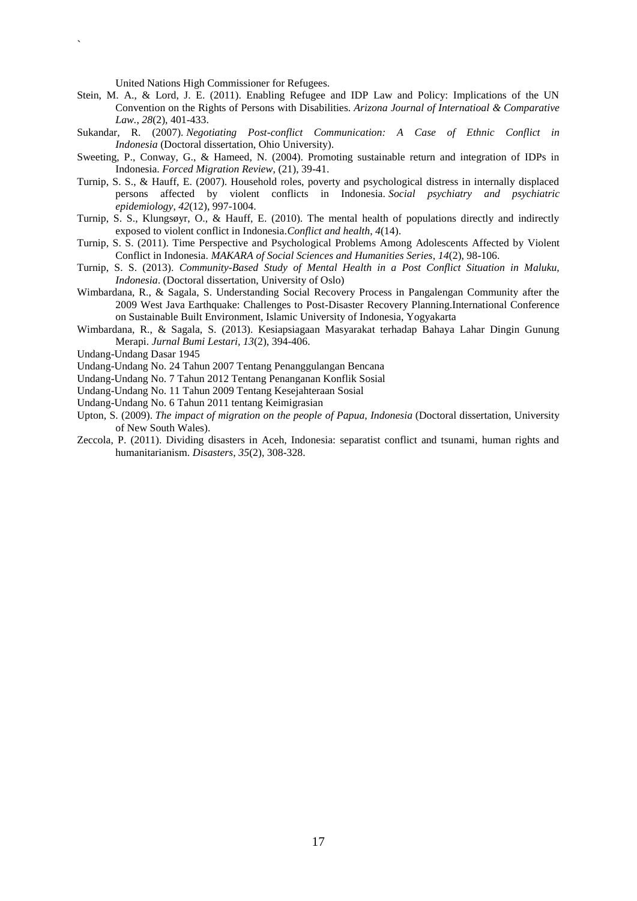United Nations High Commissioner for Refugees.

Stein, M. A., & Lord, J. E. (2011). Enabling Refugee and IDP Law and Policy: Implications of the UN Convention on the Rights of Persons with Disabilities. *Arizona Journal of Internatioal & Comparative Law.*, *28*(2), 401-433.

Sukandar, R. (2007). *Negotiating Post-conflict Communication: A Case of Ethnic Conflict in Indonesia* (Doctoral dissertation, Ohio University).

Sweeting, P., Conway, G., & Hameed, N. (2004). Promoting sustainable return and integration of IDPs in Indonesia. *Forced Migration Review*, (21), 39-41.

Turnip, S. S., & Hauff, E. (2007). Household roles, poverty and psychological distress in internally displaced persons affected by violent conflicts in Indonesia. *Social psychiatry and psychiatric epidemiology*, *42*(12), 997-1004.

Turnip, S. S., Klungsøyr, O., & Hauff, E. (2010). The mental health of populations directly and indirectly exposed to violent conflict in Indonesia.*Conflict and health*, *4*(14).

Turnip, S. S. (2011). Time Perspective and Psychological Problems Among Adolescents Affected by Violent Conflict in Indonesia. *MAKARA of Social Sciences and Humanities Series*, *14*(2), 98-106.

Turnip, S. S. (2013). *Community-Based Study of Mental Health in a Post Conflict Situation in Maluku, Indonesia*. (Doctoral dissertation, University of Oslo)

Wimbardana, R., & Sagala, S. Understanding Social Recovery Process in Pangalengan Community after the 2009 West Java Earthquake: Challenges to Post-Disaster Recovery Planning.International Conference on Sustainable Built Environment, Islamic University of Indonesia, Yogyakarta

Wimbardana, R., & Sagala, S. (2013). Kesiapsiagaan Masyarakat terhadap Bahaya Lahar Dingin Gunung Merapi. *Jurnal Bumi Lestari*, *13*(2), 394-406.

Undang-Undang Dasar 1945

Undang-Undang No. 24 Tahun 2007 Tentang Penanggulangan Bencana

Undang-Undang No. 7 Tahun 2012 Tentang Penanganan Konflik Sosial

Undang-Undang No. 11 Tahun 2009 Tentang Kesejahteraan Sosial

Undang-Undang No. 6 Tahun 2011 tentang Keimigrasian

Upton, S. (2009). *The impact of migration on the people of Papua, Indonesia* (Doctoral dissertation, University of New South Wales).

Zeccola, P. (2011). Dividing disasters in Aceh, Indonesia: separatist conflict and tsunami, human rights and humanitarianism. *Disasters*, *35*(2), 308-328.